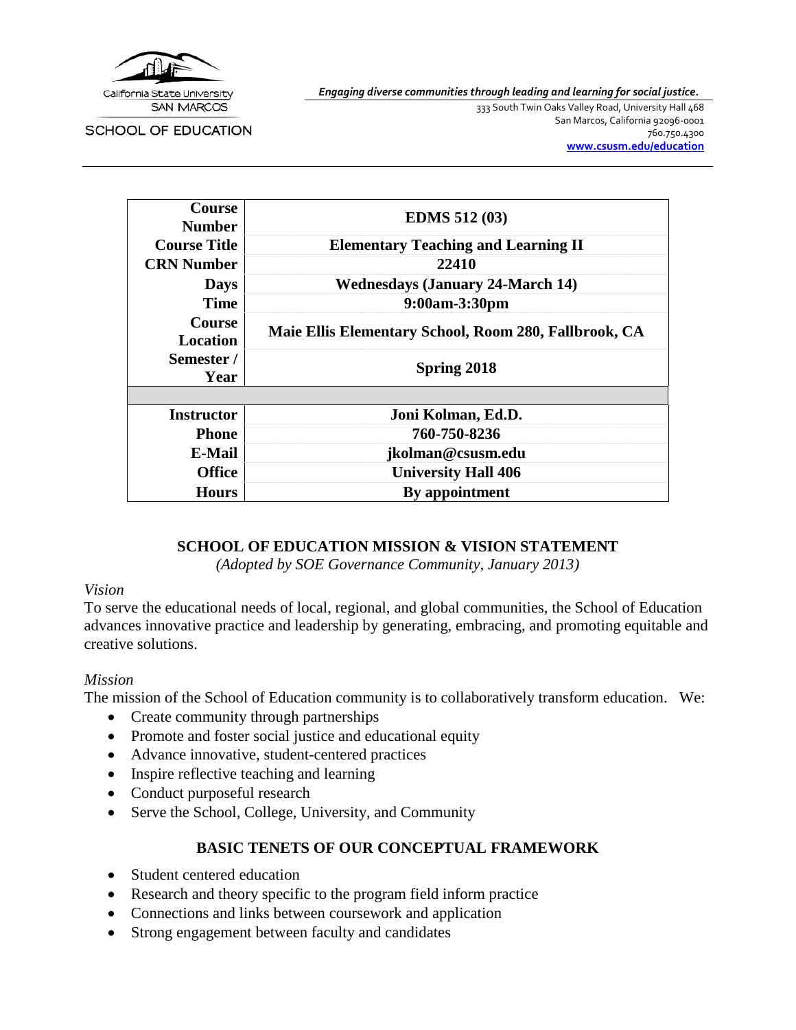California State University
SAN MARCOS

SCHOOL OF EDUCATION

*Engaging diverse communities through leading and learning for social justice.*

333 South Twin Oaks Valley Road, University Hall 468
San Marcos, California 92096-0001
760.750.4300
**www.csusm.edu/education**

| | |
|---|---|
| **Course Number** | **EDMS 512 (03)** |
| **Course Title** | **Elementary Teaching and Learning II** |
| **CRN Number** | **22410** |
| **Days** | **Wednesdays (January 24-March 14)** |
| **Time** | **9:00am-3:30pm** |
| **Course Location** | **Maie Ellis Elementary School, Room 280, Fallbrook, CA** |
| **Semester / Year** | **Spring 2018** |
| | |
| **Instructor** | **Joni Kolman, Ed.D.** |
| **Phone** | **760-750-8236** |
| **E-Mail** | **jkolman@csusm.edu** |
| **Office** | **University Hall 406** |
| **Hours** | **By appointment** |

## SCHOOL OF EDUCATION MISSION & VISION STATEMENT

*(Adopted by SOE Governance Community, January 2013)*

*Vision*

To serve the educational needs of local, regional, and global communities, the School of Education advances innovative practice and leadership by generating, embracing, and promoting equitable and creative solutions.

*Mission*

The mission of the School of Education community is to collaboratively transform education. We:

- Create community through partnerships
- Promote and foster social justice and educational equity
- Advance innovative, student-centered practices
- Inspire reflective teaching and learning
- Conduct purposeful research
- Serve the School, College, University, and Community

## BASIC TENETS OF OUR CONCEPTUAL FRAMEWORK

- Student centered education
- Research and theory specific to the program field inform practice
- Connections and links between coursework and application
- Strong engagement between faculty and candidates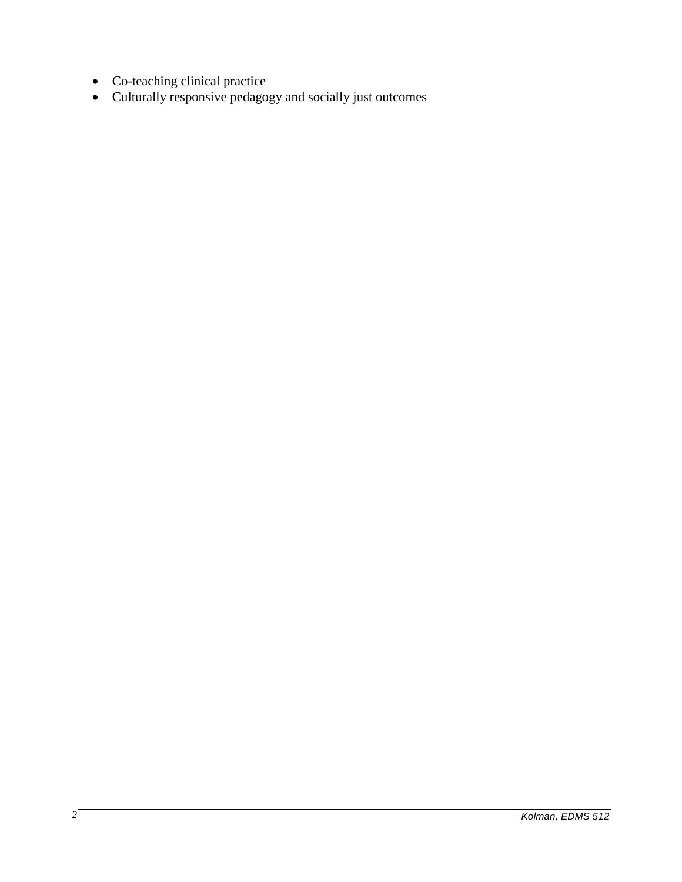- Co-teaching clinical practice
- Culturally responsive pedagogy and socially just outcomes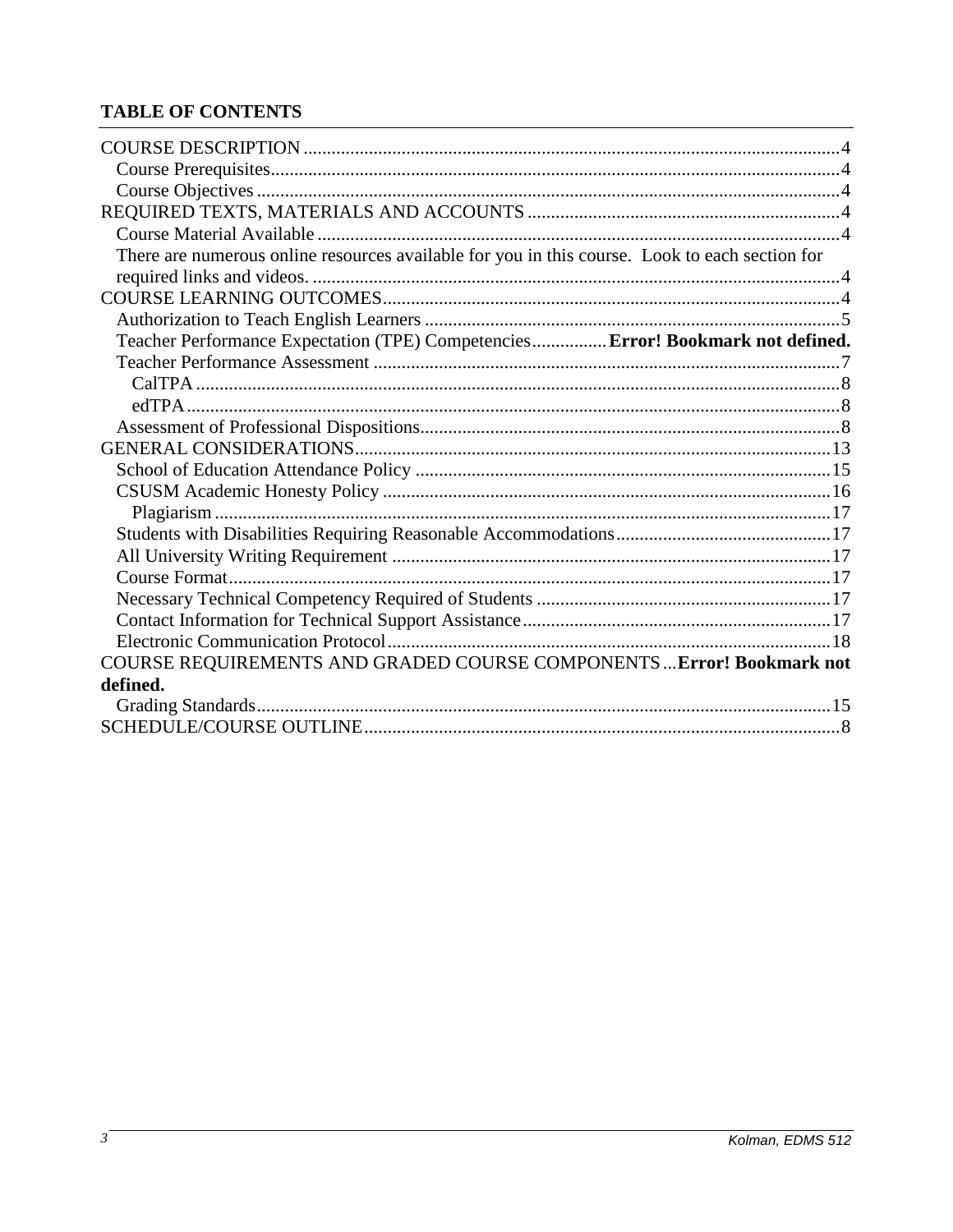**TABLE OF CONTENTS**

COURSE DESCRIPTION .................................................................................................................4
- Course Prerequisites.........................................................................................................................4
- Course Objectives ............................................................................................................................4

REQUIRED TEXTS, MATERIALS AND ACCOUNTS ..................................................................4
- Course Material Available ...............................................................................................................4
- There are numerous online resources available for you in this course. Look to each section for required links and videos. ................................................................................................................4

COURSE LEARNING OUTCOMES.................................................................................................4
- Authorization to Teach English Learners ........................................................................................5
- Teacher Performance Expectation (TPE) Competencies................**Error! Bookmark not defined.**
- Teacher Performance Assessment ...................................................................................................7
  - CalTPA .........................................................................................................................................8
  - edTPA...........................................................................................................................................8
- Assessment of Professional Dispositions.........................................................................................8

GENERAL CONSIDERATIONS.....................................................................................................13
- School of Education Attendance Policy .........................................................................................15
- CSUSM Academic Honesty Policy ................................................................................................16
  - Plagiarism ....................................................................................................................................17
- Students with Disabilities Requiring Reasonable Accommodations..............................................17
- All University Writing Requirement .............................................................................................17
- Course Format................................................................................................................................17
- Necessary Technical Competency Required of Students ..............................................................17
- Contact Information for Technical Support Assistance.................................................................17
- Electronic Communication Protocol..............................................................................................18

COURSE REQUIREMENTS AND GRADED COURSE COMPONENTS...**Error! Bookmark not defined.**
- Grading Standards..........................................................................................................................15

SCHEDULE/COURSE OUTLINE.....................................................................................................8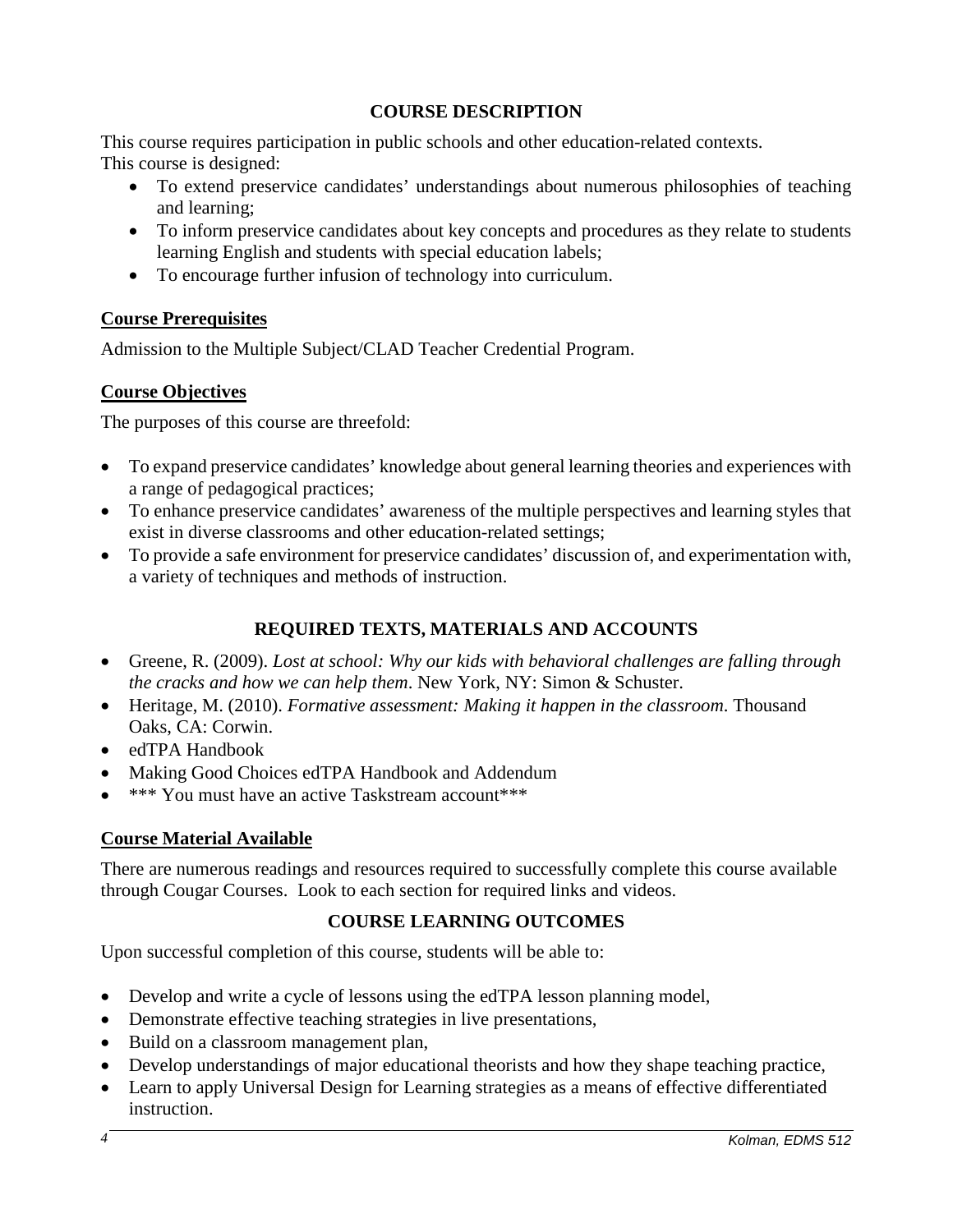## COURSE DESCRIPTION

This course requires participation in public schools and other education-related contexts.
This course is designed:

- To extend preservice candidates' understandings about numerous philosophies of teaching and learning;
- To inform preservice candidates about key concepts and procedures as they relate to students learning English and students with special education labels;
- To encourage further infusion of technology into curriculum.

### Course Prerequisites

Admission to the Multiple Subject/CLAD Teacher Credential Program.

### Course Objectives

The purposes of this course are threefold:

- To expand preservice candidates' knowledge about general learning theories and experiences with a range of pedagogical practices;
- To enhance preservice candidates' awareness of the multiple perspectives and learning styles that exist in diverse classrooms and other education-related settings;
- To provide a safe environment for preservice candidates' discussion of, and experimentation with, a variety of techniques and methods of instruction.

## REQUIRED TEXTS, MATERIALS AND ACCOUNTS

- Greene, R. (2009). *Lost at school: Why our kids with behavioral challenges are falling through the cracks and how we can help them*. New York, NY: Simon & Schuster.
- Heritage, M. (2010). *Formative assessment: Making it happen in the classroom*. Thousand Oaks, CA: Corwin.
- edTPA Handbook
- Making Good Choices edTPA Handbook and Addendum
- *** You must have an active Taskstream account***

### Course Material Available

There are numerous readings and resources required to successfully complete this course available through Cougar Courses. Look to each section for required links and videos.

## COURSE LEARNING OUTCOMES

Upon successful completion of this course, students will be able to:

- Develop and write a cycle of lessons using the edTPA lesson planning model,
- Demonstrate effective teaching strategies in live presentations,
- Build on a classroom management plan,
- Develop understandings of major educational theorists and how they shape teaching practice,
- Learn to apply Universal Design for Learning strategies as a means of effective differentiated instruction.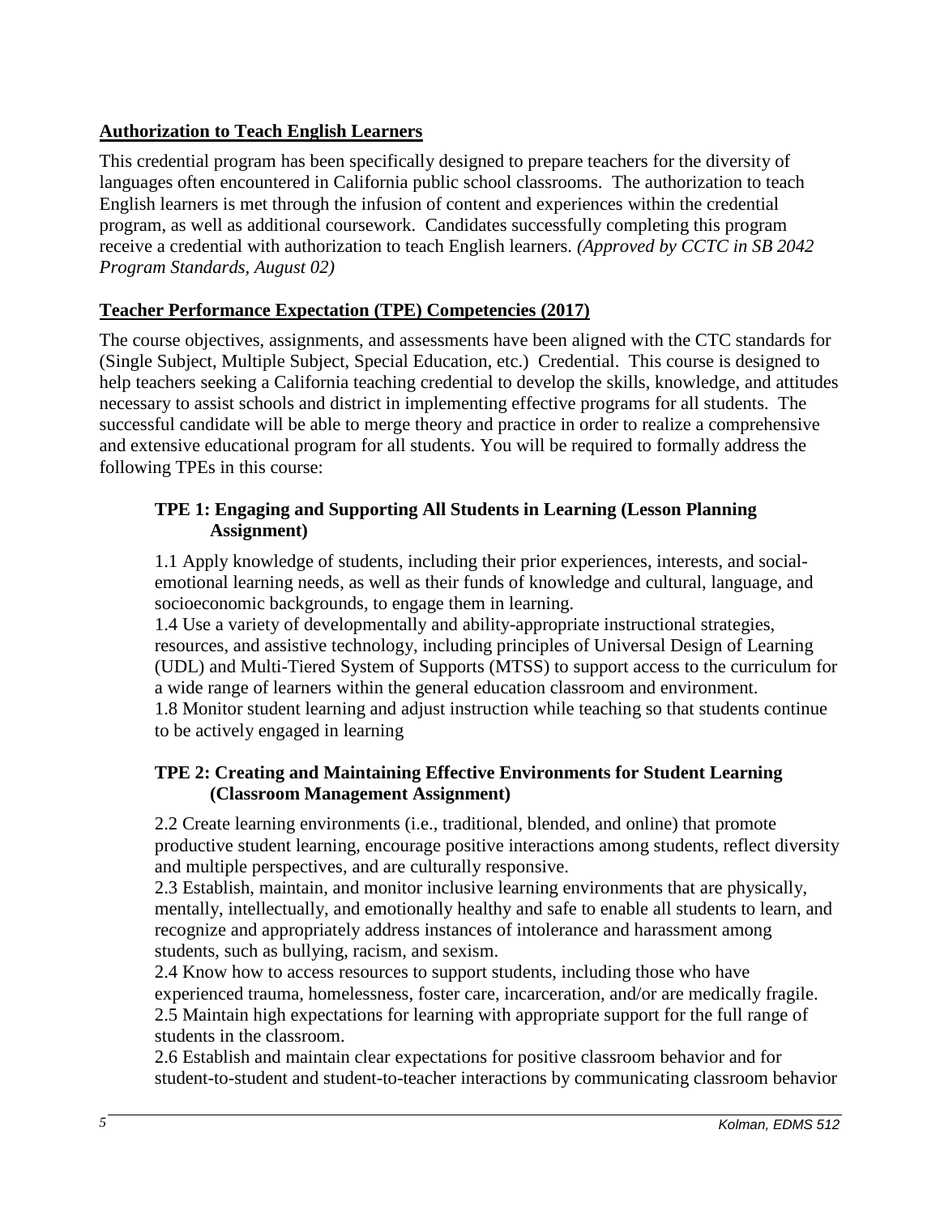## Authorization to Teach English Learners

This credential program has been specifically designed to prepare teachers for the diversity of languages often encountered in California public school classrooms. The authorization to teach English learners is met through the infusion of content and experiences within the credential program, as well as additional coursework. Candidates successfully completing this program receive a credential with authorization to teach English learners. *(Approved by CCTC in SB 2042 Program Standards, August 02)*

## Teacher Performance Expectation (TPE) Competencies (2017)

The course objectives, assignments, and assessments have been aligned with the CTC standards for (Single Subject, Multiple Subject, Special Education, etc.) Credential. This course is designed to help teachers seeking a California teaching credential to develop the skills, knowledge, and attitudes necessary to assist schools and district in implementing effective programs for all students. The successful candidate will be able to merge theory and practice in order to realize a comprehensive and extensive educational program for all students. You will be required to formally address the following TPEs in this course:

### TPE 1: Engaging and Supporting All Students in Learning (Lesson Planning Assignment)

1.1 Apply knowledge of students, including their prior experiences, interests, and social-emotional learning needs, as well as their funds of knowledge and cultural, language, and socioeconomic backgrounds, to engage them in learning.

1.4 Use a variety of developmentally and ability-appropriate instructional strategies, resources, and assistive technology, including principles of Universal Design of Learning (UDL) and Multi-Tiered System of Supports (MTSS) to support access to the curriculum for a wide range of learners within the general education classroom and environment.

1.8 Monitor student learning and adjust instruction while teaching so that students continue to be actively engaged in learning

### TPE 2: Creating and Maintaining Effective Environments for Student Learning (Classroom Management Assignment)

2.2 Create learning environments (i.e., traditional, blended, and online) that promote productive student learning, encourage positive interactions among students, reflect diversity and multiple perspectives, and are culturally responsive.

2.3 Establish, maintain, and monitor inclusive learning environments that are physically, mentally, intellectually, and emotionally healthy and safe to enable all students to learn, and recognize and appropriately address instances of intolerance and harassment among students, such as bullying, racism, and sexism.

2.4 Know how to access resources to support students, including those who have experienced trauma, homelessness, foster care, incarceration, and/or are medically fragile.

2.5 Maintain high expectations for learning with appropriate support for the full range of students in the classroom.

2.6 Establish and maintain clear expectations for positive classroom behavior and for student-to-student and student-to-teacher interactions by communicating classroom behavior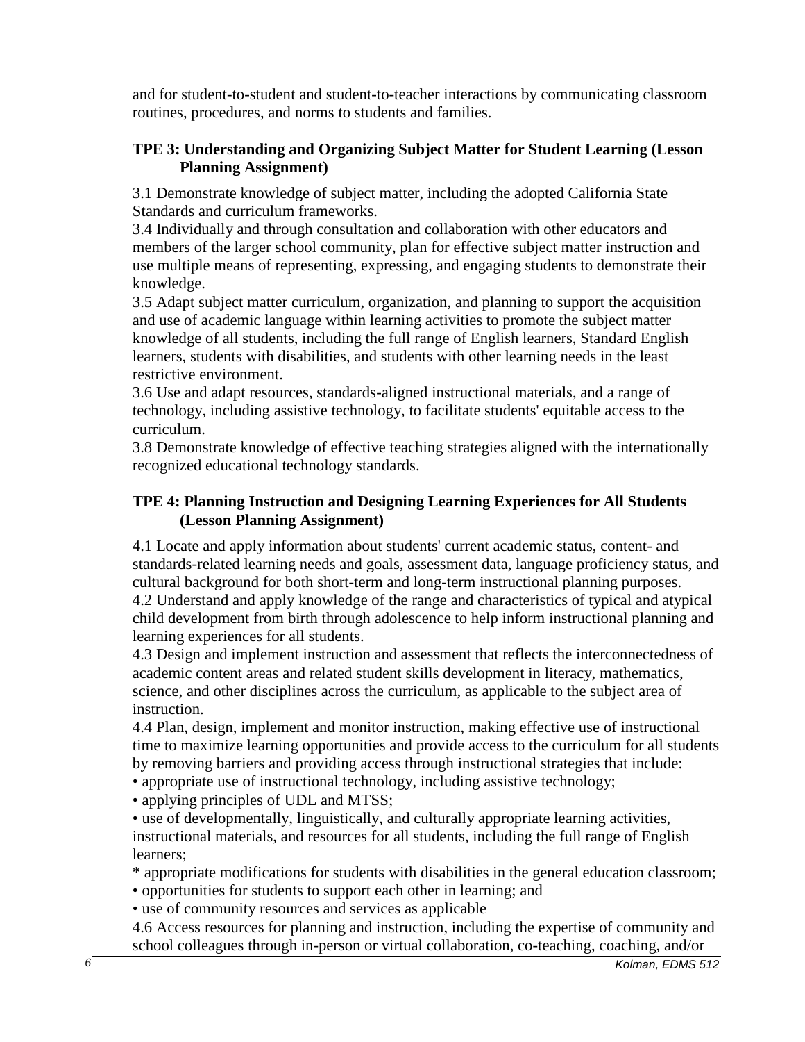and for student-to-student and student-to-teacher interactions by communicating classroom routines, procedures, and norms to students and families.

**TPE 3: Understanding and Organizing Subject Matter for Student Learning (Lesson Planning Assignment)**

3.1 Demonstrate knowledge of subject matter, including the adopted California State Standards and curriculum frameworks.
3.4 Individually and through consultation and collaboration with other educators and members of the larger school community, plan for effective subject matter instruction and use multiple means of representing, expressing, and engaging students to demonstrate their knowledge.
3.5 Adapt subject matter curriculum, organization, and planning to support the acquisition and use of academic language within learning activities to promote the subject matter knowledge of all students, including the full range of English learners, Standard English learners, students with disabilities, and students with other learning needs in the least restrictive environment.
3.6 Use and adapt resources, standards-aligned instructional materials, and a range of technology, including assistive technology, to facilitate students' equitable access to the curriculum.
3.8 Demonstrate knowledge of effective teaching strategies aligned with the internationally recognized educational technology standards.

**TPE 4: Planning Instruction and Designing Learning Experiences for All Students (Lesson Planning Assignment)**

4.1 Locate and apply information about students' current academic status, content- and standards-related learning needs and goals, assessment data, language proficiency status, and cultural background for both short-term and long-term instructional planning purposes.
4.2 Understand and apply knowledge of the range and characteristics of typical and atypical child development from birth through adolescence to help inform instructional planning and learning experiences for all students.
4.3 Design and implement instruction and assessment that reflects the interconnectedness of academic content areas and related student skills development in literacy, mathematics, science, and other disciplines across the curriculum, as applicable to the subject area of instruction.
4.4 Plan, design, implement and monitor instruction, making effective use of instructional time to maximize learning opportunities and provide access to the curriculum for all students by removing barriers and providing access through instructional strategies that include:

• appropriate use of instructional technology, including assistive technology;
• applying principles of UDL and MTSS;
• use of developmentally, linguistically, and culturally appropriate learning activities, instructional materials, and resources for all students, including the full range of English learners;
* appropriate modifications for students with disabilities in the general education classroom;
• opportunities for students to support each other in learning; and
• use of community resources and services as applicable

4.6 Access resources for planning and instruction, including the expertise of community and school colleagues through in-person or virtual collaboration, co-teaching, coaching, and/or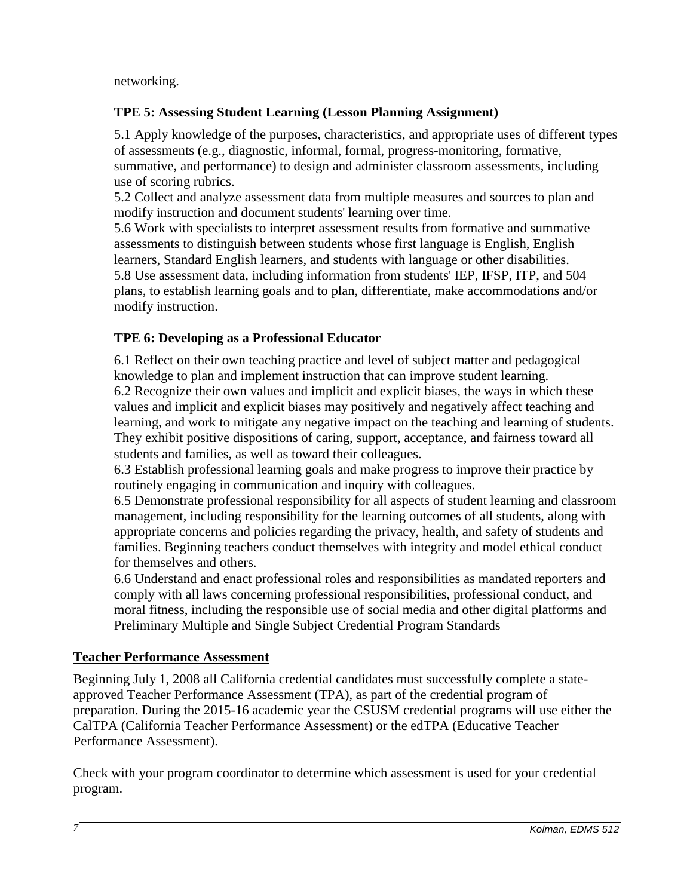networking.

### TPE 5: Assessing Student Learning (Lesson Planning Assignment)

5.1 Apply knowledge of the purposes, characteristics, and appropriate uses of different types of assessments (e.g., diagnostic, informal, formal, progress-monitoring, formative, summative, and performance) to design and administer classroom assessments, including use of scoring rubrics.
5.2 Collect and analyze assessment data from multiple measures and sources to plan and modify instruction and document students' learning over time.
5.6 Work with specialists to interpret assessment results from formative and summative assessments to distinguish between students whose first language is English, English learners, Standard English learners, and students with language or other disabilities.
5.8 Use assessment data, including information from students' IEP, IFSP, ITP, and 504 plans, to establish learning goals and to plan, differentiate, make accommodations and/or modify instruction.

### TPE 6: Developing as a Professional Educator

6.1 Reflect on their own teaching practice and level of subject matter and pedagogical knowledge to plan and implement instruction that can improve student learning.
6.2 Recognize their own values and implicit and explicit biases, the ways in which these values and implicit and explicit biases may positively and negatively affect teaching and learning, and work to mitigate any negative impact on the teaching and learning of students. They exhibit positive dispositions of caring, support, acceptance, and fairness toward all students and families, as well as toward their colleagues.
6.3 Establish professional learning goals and make progress to improve their practice by routinely engaging in communication and inquiry with colleagues.
6.5 Demonstrate professional responsibility for all aspects of student learning and classroom management, including responsibility for the learning outcomes of all students, along with appropriate concerns and policies regarding the privacy, health, and safety of students and families. Beginning teachers conduct themselves with integrity and model ethical conduct for themselves and others.
6.6 Understand and enact professional roles and responsibilities as mandated reporters and comply with all laws concerning professional responsibilities, professional conduct, and moral fitness, including the responsible use of social media and other digital platforms and Preliminary Multiple and Single Subject Credential Program Standards

## Teacher Performance Assessment

Beginning July 1, 2008 all California credential candidates must successfully complete a state-approved Teacher Performance Assessment (TPA), as part of the credential program of preparation. During the 2015-16 academic year the CSUSM credential programs will use either the CalTPA (California Teacher Performance Assessment) or the edTPA (Educative Teacher Performance Assessment).

Check with your program coordinator to determine which assessment is used for your credential program.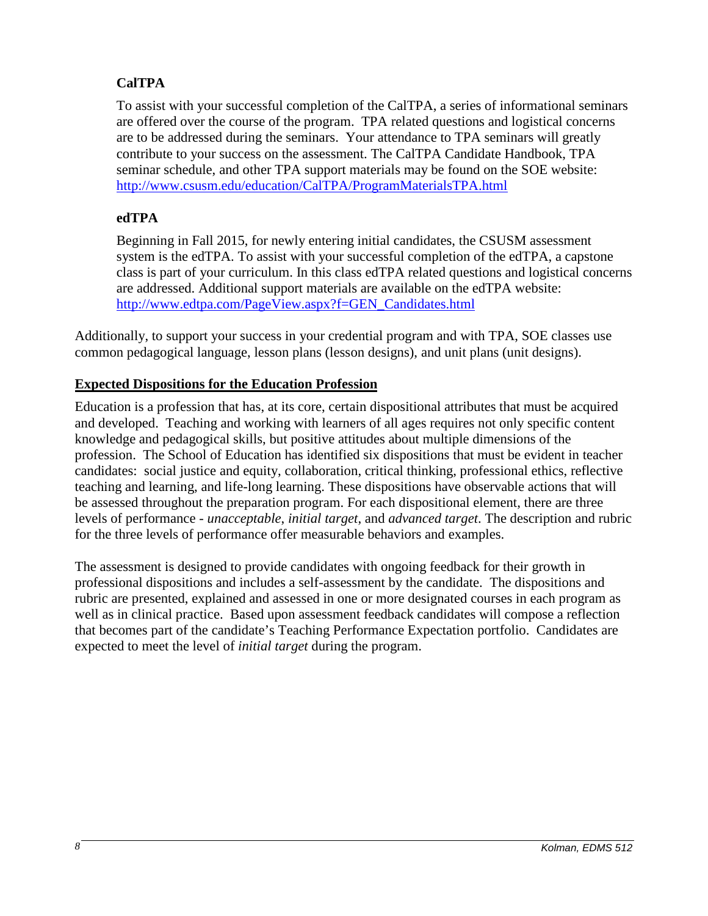### CalTPA

To assist with your successful completion of the CalTPA, a series of informational seminars are offered over the course of the program. TPA related questions and logistical concerns are to be addressed during the seminars. Your attendance to TPA seminars will greatly contribute to your success on the assessment. The CalTPA Candidate Handbook, TPA seminar schedule, and other TPA support materials may be found on the SOE website: [http://www.csusm.edu/education/CalTPA/ProgramMaterialsTPA.html](http://www.csusm.edu/education/CalTPA/ProgramMaterialsTPA.html)

### edTPA

Beginning in Fall 2015, for newly entering initial candidates, the CSUSM assessment system is the edTPA. To assist with your successful completion of the edTPA, a capstone class is part of your curriculum. In this class edTPA related questions and logistical concerns are addressed. Additional support materials are available on the edTPA website: [http://www.edtpa.com/PageView.aspx?f=GEN_Candidates.html](http://www.edtpa.com/PageView.aspx?f=GEN_Candidates.html)

Additionally, to support your success in your credential program and with TPA, SOE classes use common pedagogical language, lesson plans (lesson designs), and unit plans (unit designs).

## Expected Dispositions for the Education Profession

Education is a profession that has, at its core, certain dispositional attributes that must be acquired and developed. Teaching and working with learners of all ages requires not only specific content knowledge and pedagogical skills, but positive attitudes about multiple dimensions of the profession. The School of Education has identified six dispositions that must be evident in teacher candidates: social justice and equity, collaboration, critical thinking, professional ethics, reflective teaching and learning, and life-long learning. These dispositions have observable actions that will be assessed throughout the preparation program. For each dispositional element, there are three levels of performance - *unacceptable*, *initial target*, and *advanced target*. The description and rubric for the three levels of performance offer measurable behaviors and examples.

The assessment is designed to provide candidates with ongoing feedback for their growth in professional dispositions and includes a self-assessment by the candidate. The dispositions and rubric are presented, explained and assessed in one or more designated courses in each program as well as in clinical practice. Based upon assessment feedback candidates will compose a reflection that becomes part of the candidate's Teaching Performance Expectation portfolio. Candidates are expected to meet the level of *initial target* during the program.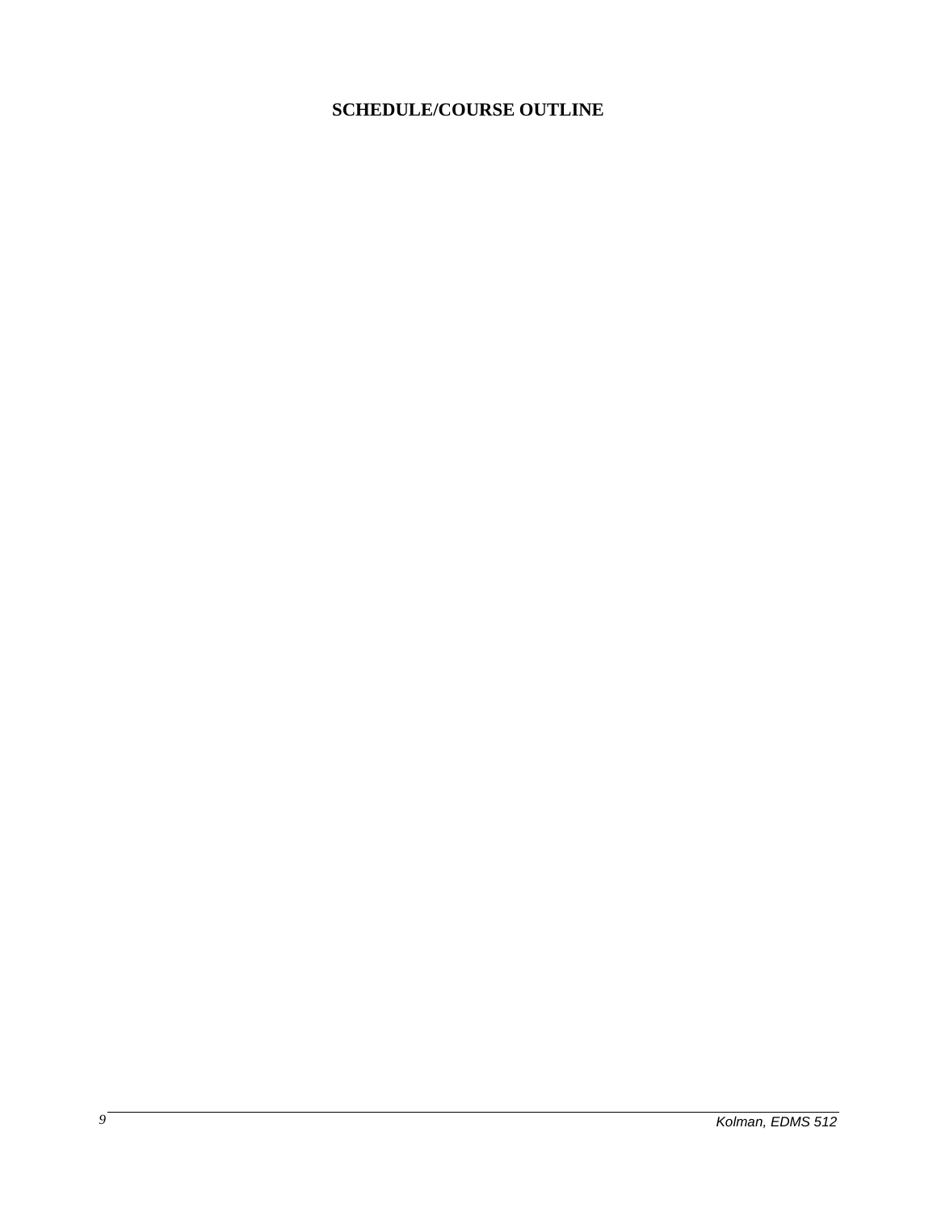# SCHEDULE/COURSE OUTLINE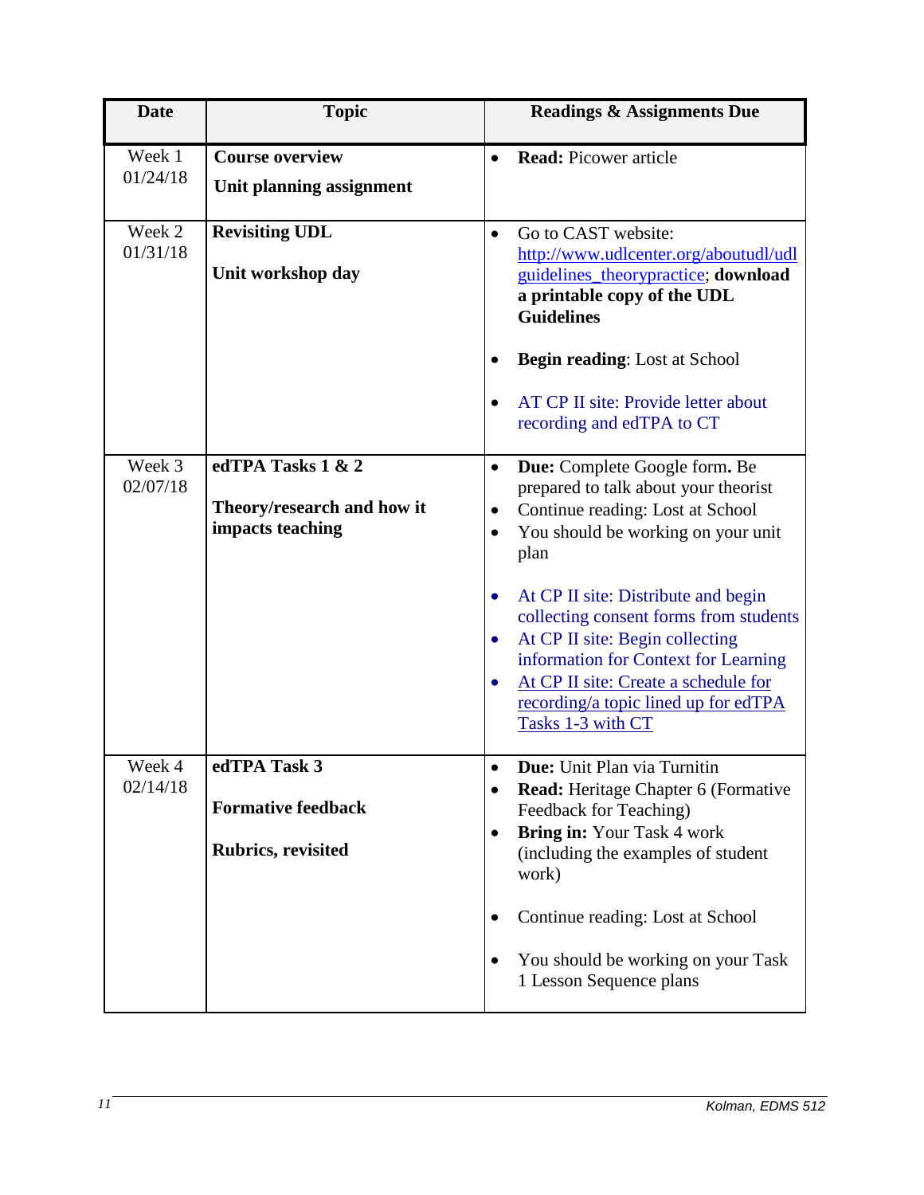| Date | Topic | Readings & Assignments Due |
| --- | --- | --- |
| Week 1<br>01/24/18 | **Course overview**<br><br>**Unit planning assignment** | • **Read:** Picower article |
| Week 2<br>01/31/18 | **Revisiting UDL**<br><br>**Unit workshop day** | • Go to CAST website: http://www.udlcenter.org/aboutudl/udlguidelines_theorypractice; **download a printable copy of the UDL Guidelines**<br><br>• **Begin reading**: Lost at School<br><br>• AT CP II site: Provide letter about recording and edTPA to CT |
| Week 3<br>02/07/18 | **edTPA Tasks 1 & 2**<br><br>**Theory/research and how it impacts teaching** | • **Due:** Complete Google form**.** Be prepared to talk about your theorist<br>• Continue reading: Lost at School<br>• You should be working on your unit plan<br><br>• At CP II site: Distribute and begin collecting consent forms from students<br>• At CP II site: Begin collecting information for Context for Learning<br>• At CP II site: Create a schedule for recording/a topic lined up for edTPA Tasks 1-3 with CT |
| Week 4<br>02/14/18 | **edTPA Task 3**<br><br>**Formative feedback**<br><br>**Rubrics, revisited** | • **Due:** Unit Plan via Turnitin<br>• **Read:** Heritage Chapter 6 (Formative Feedback for Teaching)<br>• **Bring in:** Your Task 4 work (including the examples of student work)<br><br>• Continue reading: Lost at School<br><br>• You should be working on your Task 1 Lesson Sequence plans |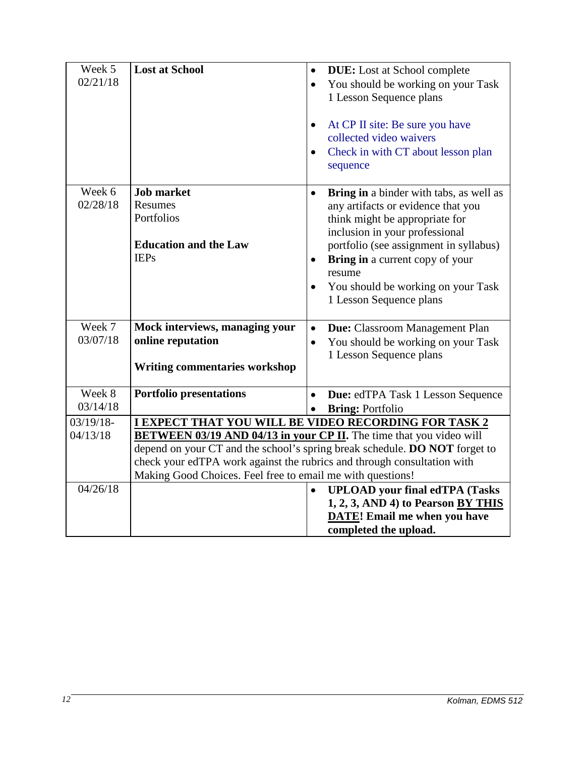| | | |
|---|---|---|
| Week 5<br>02/21/18 | **Lost at School** | • **DUE:** Lost at School complete<br>• You should be working on your Task 1 Lesson Sequence plans<br><br>• At CP II site: Be sure you have collected video waivers<br>• Check in with CT about lesson plan sequence |
| Week 6<br>02/28/18 | **Job market**<br>Resumes<br>Portfolios<br><br>**Education and the Law**<br>IEPs | • **Bring in** a binder with tabs, as well as any artifacts or evidence that you think might be appropriate for inclusion in your professional portfolio (see assignment in syllabus)<br>• **Bring in** a current copy of your resume<br>• You should be working on your Task 1 Lesson Sequence plans |
| Week 7<br>03/07/18 | **Mock interviews, managing your online reputation**<br><br>**Writing commentaries workshop** | • **Due:** Classroom Management Plan<br>• You should be working on your Task 1 Lesson Sequence plans |
| Week 8<br>03/14/18 | **Portfolio presentations** | • **Due:** edTPA Task 1 Lesson Sequence<br>• **Bring:** Portfolio |
| 03/19/18-<br>04/13/18 | **I EXPECT THAT YOU WILL BE VIDEO RECORDING FOR TASK 2 BETWEEN 03/19 AND 04/13 in your CP II.** The time that you video will depend on your CT and the school's spring break schedule. **DO NOT** forget to check your edTPA work against the rubrics and through consultation with Making Good Choices. Feel free to email me with questions! | |
| 04/26/18 | | • **UPLOAD your final edTPA (Tasks 1, 2, 3, AND 4) to Pearson BY THIS DATE! Email me when you have completed the upload.** |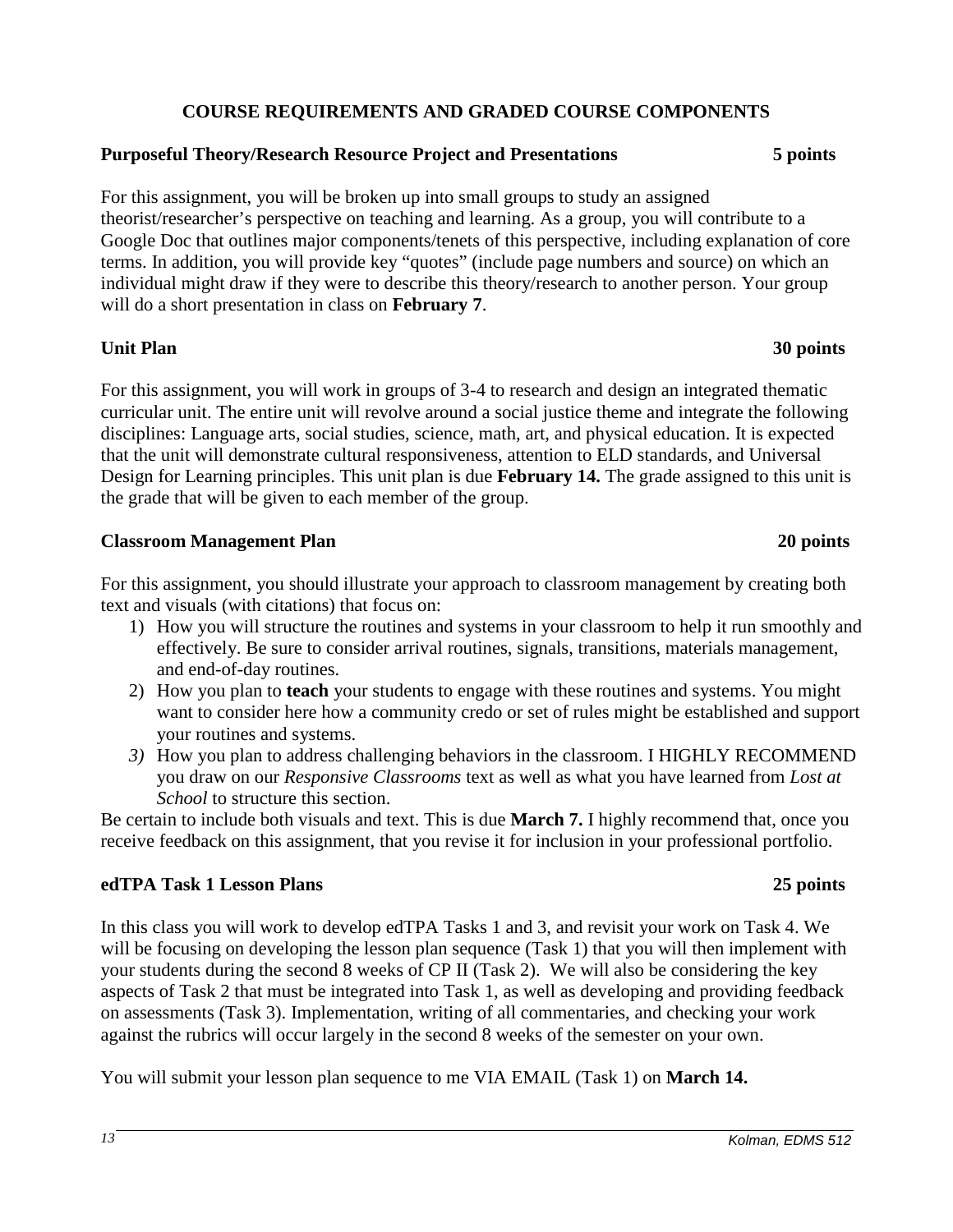## COURSE REQUIREMENTS AND GRADED COURSE COMPONENTS

### Purposeful Theory/Research Resource Project and Presentations 5 points

For this assignment, you will be broken up into small groups to study an assigned theorist/researcher's perspective on teaching and learning. As a group, you will contribute to a Google Doc that outlines major components/tenets of this perspective, including explanation of core terms. In addition, you will provide key "quotes" (include page numbers and source) on which an individual might draw if they were to describe this theory/research to another person. Your group will do a short presentation in class on **February 7**.

### Unit Plan 30 points

For this assignment, you will work in groups of 3-4 to research and design an integrated thematic curricular unit. The entire unit will revolve around a social justice theme and integrate the following disciplines: Language arts, social studies, science, math, art, and physical education. It is expected that the unit will demonstrate cultural responsiveness, attention to ELD standards, and Universal Design for Learning principles. This unit plan is due **February 14.** The grade assigned to this unit is the grade that will be given to each member of the group.

### Classroom Management Plan 20 points

For this assignment, you should illustrate your approach to classroom management by creating both text and visuals (with citations) that focus on:

1) How you will structure the routines and systems in your classroom to help it run smoothly and effectively. Be sure to consider arrival routines, signals, transitions, materials management, and end-of-day routines.
2) How you plan to **teach** your students to engage with these routines and systems. You might want to consider here how a community credo or set of rules might be established and support your routines and systems.
3) How you plan to address challenging behaviors in the classroom. I HIGHLY RECOMMEND you draw on our *Responsive Classrooms* text as well as what you have learned from *Lost at School* to structure this section.

Be certain to include both visuals and text. This is due **March 7.** I highly recommend that, once you receive feedback on this assignment, that you revise it for inclusion in your professional portfolio.

### edTPA Task 1 Lesson Plans 25 points

In this class you will work to develop edTPA Tasks 1 and 3, and revisit your work on Task 4. We will be focusing on developing the lesson plan sequence (Task 1) that you will then implement with your students during the second 8 weeks of CP II (Task 2). We will also be considering the key aspects of Task 2 that must be integrated into Task 1, as well as developing and providing feedback on assessments (Task 3). Implementation, writing of all commentaries, and checking your work against the rubrics will occur largely in the second 8 weeks of the semester on your own.

You will submit your lesson plan sequence to me VIA EMAIL (Task 1) on **March 14.**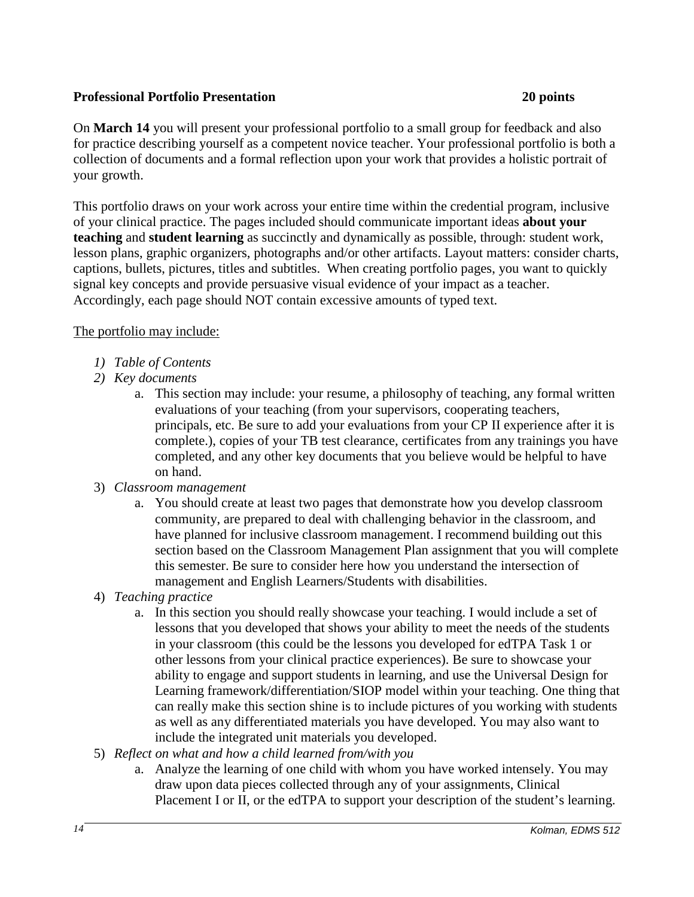**Professional Portfolio Presentation** **20 points**

On **March 14** you will present your professional portfolio to a small group for feedback and also for practice describing yourself as a competent novice teacher. Your professional portfolio is both a collection of documents and a formal reflection upon your work that provides a holistic portrait of your growth.

This portfolio draws on your work across your entire time within the credential program, inclusive of your clinical practice. The pages included should communicate important ideas **about your teaching** and **student learning** as succinctly and dynamically as possible, through: student work, lesson plans, graphic organizers, photographs and/or other artifacts. Layout matters: consider charts, captions, bullets, pictures, titles and subtitles. When creating portfolio pages, you want to quickly signal key concepts and provide persuasive visual evidence of your impact as a teacher. Accordingly, each page should NOT contain excessive amounts of typed text.

<u>The portfolio may include:</u>

1) *Table of Contents*
2) *Key documents*
   a. This section may include: your resume, a philosophy of teaching, any formal written evaluations of your teaching (from your supervisors, cooperating teachers, principals, etc. Be sure to add your evaluations from your CP II experience after it is complete.), copies of your TB test clearance, certificates from any trainings you have completed, and any other key documents that you believe would be helpful to have on hand.
3) *Classroom management*
   a. You should create at least two pages that demonstrate how you develop classroom community, are prepared to deal with challenging behavior in the classroom, and have planned for inclusive classroom management. I recommend building out this section based on the Classroom Management Plan assignment that you will complete this semester. Be sure to consider here how you understand the intersection of management and English Learners/Students with disabilities.
4) *Teaching practice*
   a. In this section you should really showcase your teaching. I would include a set of lessons that you developed that shows your ability to meet the needs of the students in your classroom (this could be the lessons you developed for edTPA Task 1 or other lessons from your clinical practice experiences). Be sure to showcase your ability to engage and support students in learning, and use the Universal Design for Learning framework/differentiation/SIOP model within your teaching. One thing that can really make this section shine is to include pictures of you working with students as well as any differentiated materials you have developed. You may also want to include the integrated unit materials you developed.
5) *Reflect on what and how a child learned from/with you*
   a. Analyze the learning of one child with whom you have worked intensely. You may draw upon data pieces collected through any of your assignments, Clinical Placement I or II, or the edTPA to support your description of the student's learning.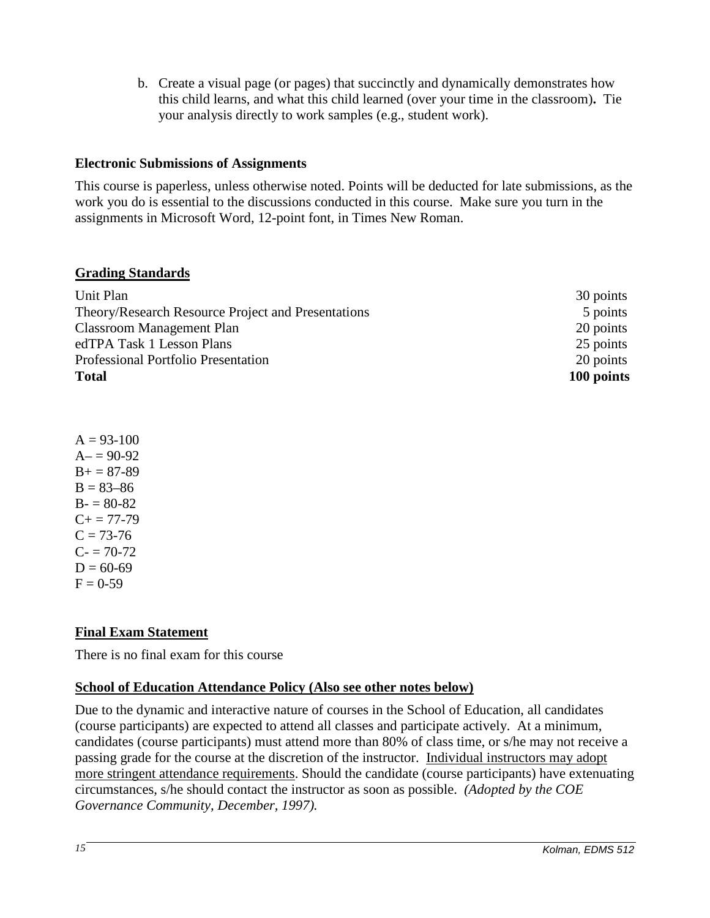b. Create a visual page (or pages) that succinctly and dynamically demonstrates how this child learns, and what this child learned (over your time in the classroom)**.** Tie your analysis directly to work samples (e.g., student work).

**Electronic Submissions of Assignments**

This course is paperless, unless otherwise noted. Points will be deducted for late submissions, as the work you do is essential to the discussions conducted in this course. Make sure you turn in the assignments in Microsoft Word, 12-point font, in Times New Roman.

## Grading Standards

| | |
|---|---|
| Unit Plan | 30 points |
| Theory/Research Resource Project and Presentations | 5 points |
| Classroom Management Plan | 20 points |
| edTPA Task 1 Lesson Plans | 25 points |
| Professional Portfolio Presentation | 20 points |
| **Total** | **100 points** |

A = 93-100
A– = 90-92
B+ = 87-89
B = 83–86
B- = 80-82
C+ = 77-79
C = 73-76
C- = 70-72
D = 60-69
F = 0-59

## Final Exam Statement

There is no final exam for this course

## School of Education Attendance Policy (Also see other notes below)

Due to the dynamic and interactive nature of courses in the School of Education, all candidates (course participants) are expected to attend all classes and participate actively. At a minimum, candidates (course participants) must attend more than 80% of class time, or s/he may not receive a passing grade for the course at the discretion of the instructor. Individual instructors may adopt more stringent attendance requirements. Should the candidate (course participants) have extenuating circumstances, s/he should contact the instructor as soon as possible. *(Adopted by the COE Governance Community, December, 1997).*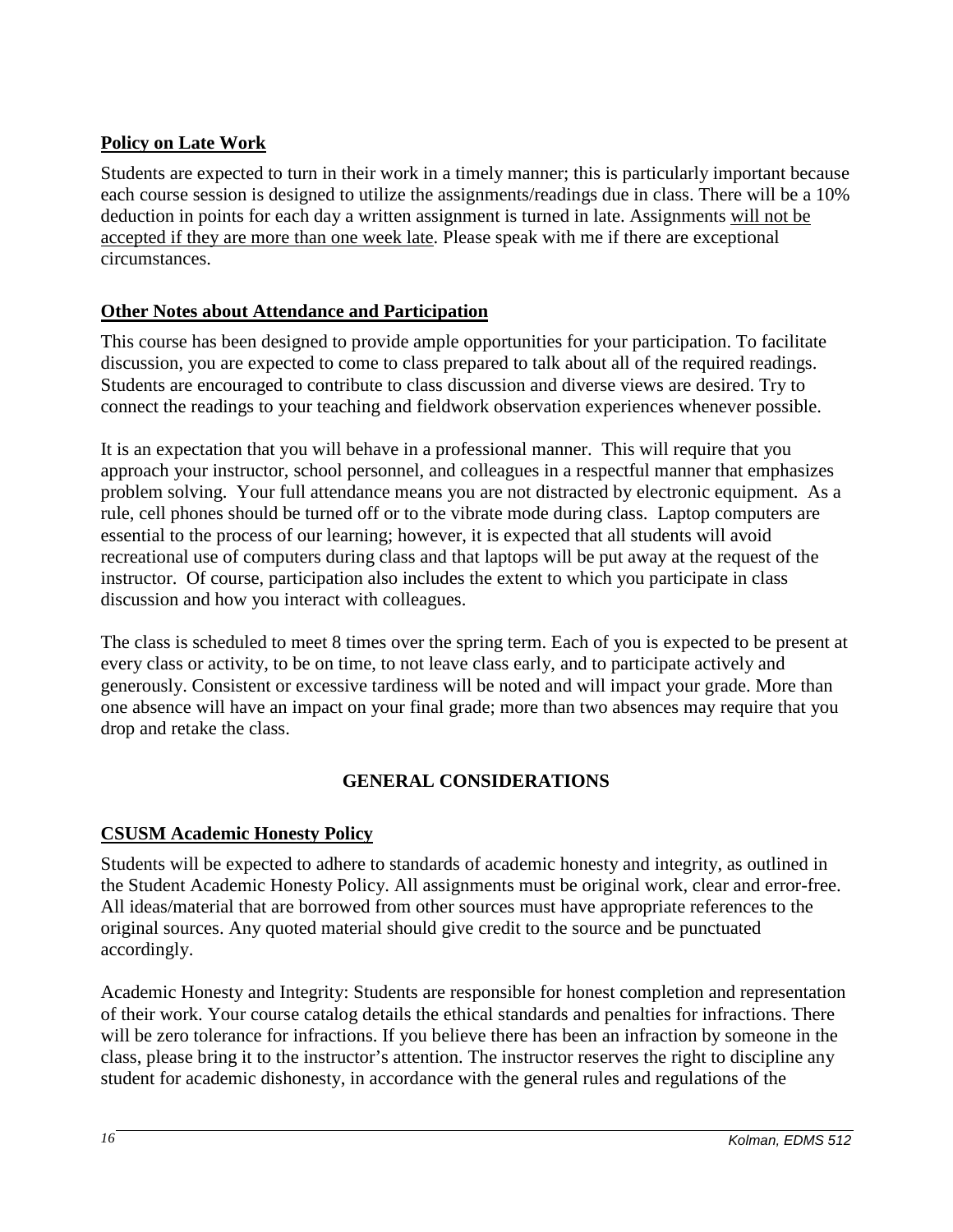**<u>Policy on Late Work</u>**

Students are expected to turn in their work in a timely manner; this is particularly important because each course session is designed to utilize the assignments/readings due in class. There will be a 10% deduction in points for each day a written assignment is turned in late. Assignments <u>will not be accepted if they are more than one week late</u>. Please speak with me if there are exceptional circumstances.

**<u>Other Notes about Attendance and Participation</u>**

This course has been designed to provide ample opportunities for your participation. To facilitate discussion, you are expected to come to class prepared to talk about all of the required readings. Students are encouraged to contribute to class discussion and diverse views are desired. Try to connect the readings to your teaching and fieldwork observation experiences whenever possible.

It is an expectation that you will behave in a professional manner. This will require that you approach your instructor, school personnel, and colleagues in a respectful manner that emphasizes problem solving. Your full attendance means you are not distracted by electronic equipment. As a rule, cell phones should be turned off or to the vibrate mode during class. Laptop computers are essential to the process of our learning; however, it is expected that all students will avoid recreational use of computers during class and that laptops will be put away at the request of the instructor. Of course, participation also includes the extent to which you participate in class discussion and how you interact with colleagues.

The class is scheduled to meet 8 times over the spring term. Each of you is expected to be present at every class or activity, to be on time, to not leave class early, and to participate actively and generously. Consistent or excessive tardiness will be noted and will impact your grade. More than one absence will have an impact on your final grade; more than two absences may require that you drop and retake the class.

## GENERAL CONSIDERATIONS

**<u>CSUSM Academic Honesty Policy</u>**

Students will be expected to adhere to standards of academic honesty and integrity, as outlined in the Student Academic Honesty Policy. All assignments must be original work, clear and error-free. All ideas/material that are borrowed from other sources must have appropriate references to the original sources. Any quoted material should give credit to the source and be punctuated accordingly.

Academic Honesty and Integrity: Students are responsible for honest completion and representation of their work. Your course catalog details the ethical standards and penalties for infractions. There will be zero tolerance for infractions. If you believe there has been an infraction by someone in the class, please bring it to the instructor's attention. The instructor reserves the right to discipline any student for academic dishonesty, in accordance with the general rules and regulations of the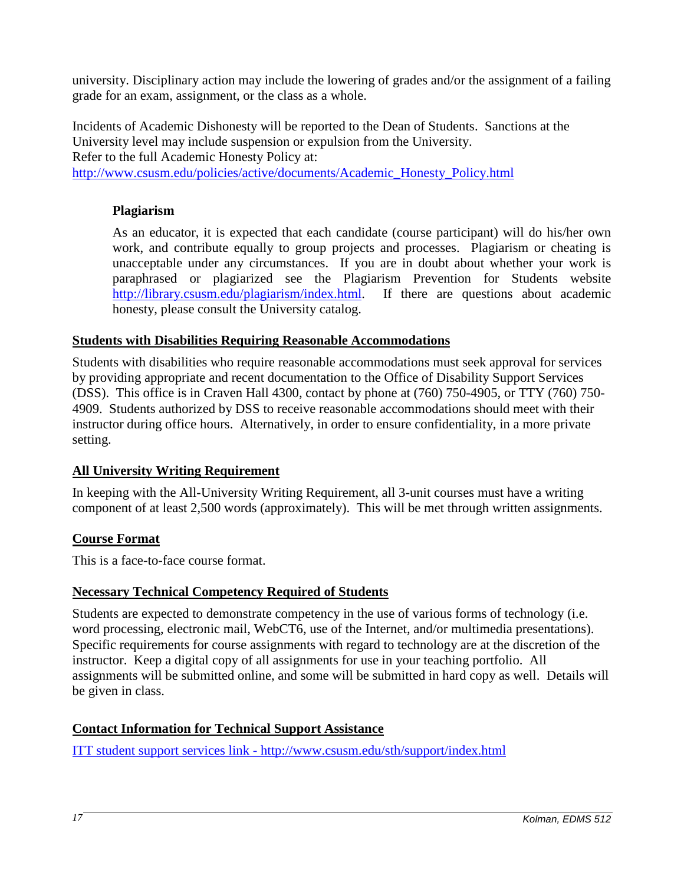university. Disciplinary action may include the lowering of grades and/or the assignment of a failing grade for an exam, assignment, or the class as a whole.

Incidents of Academic Dishonesty will be reported to the Dean of Students. Sanctions at the University level may include suspension or expulsion from the University.
Refer to the full Academic Honesty Policy at:
http://www.csusm.edu/policies/active/documents/Academic_Honesty_Policy.html

### Plagiarism

As an educator, it is expected that each candidate (course participant) will do his/her own work, and contribute equally to group projects and processes. Plagiarism or cheating is unacceptable under any circumstances. If you are in doubt about whether your work is paraphrased or plagiarized see the Plagiarism Prevention for Students website http://library.csusm.edu/plagiarism/index.html. If there are questions about academic honesty, please consult the University catalog.

## Students with Disabilities Requiring Reasonable Accommodations

Students with disabilities who require reasonable accommodations must seek approval for services by providing appropriate and recent documentation to the Office of Disability Support Services (DSS). This office is in Craven Hall 4300, contact by phone at (760) 750-4905, or TTY (760) 750-4909. Students authorized by DSS to receive reasonable accommodations should meet with their instructor during office hours. Alternatively, in order to ensure confidentiality, in a more private setting.

## All University Writing Requirement

In keeping with the All-University Writing Requirement, all 3-unit courses must have a writing component of at least 2,500 words (approximately). This will be met through written assignments.

## Course Format

This is a face-to-face course format.

## Necessary Technical Competency Required of Students

Students are expected to demonstrate competency in the use of various forms of technology (i.e. word processing, electronic mail, WebCT6, use of the Internet, and/or multimedia presentations). Specific requirements for course assignments with regard to technology are at the discretion of the instructor. Keep a digital copy of all assignments for use in your teaching portfolio. All assignments will be submitted online, and some will be submitted in hard copy as well. Details will be given in class.

## Contact Information for Technical Support Assistance

ITT student support services link - http://www.csusm.edu/sth/support/index.html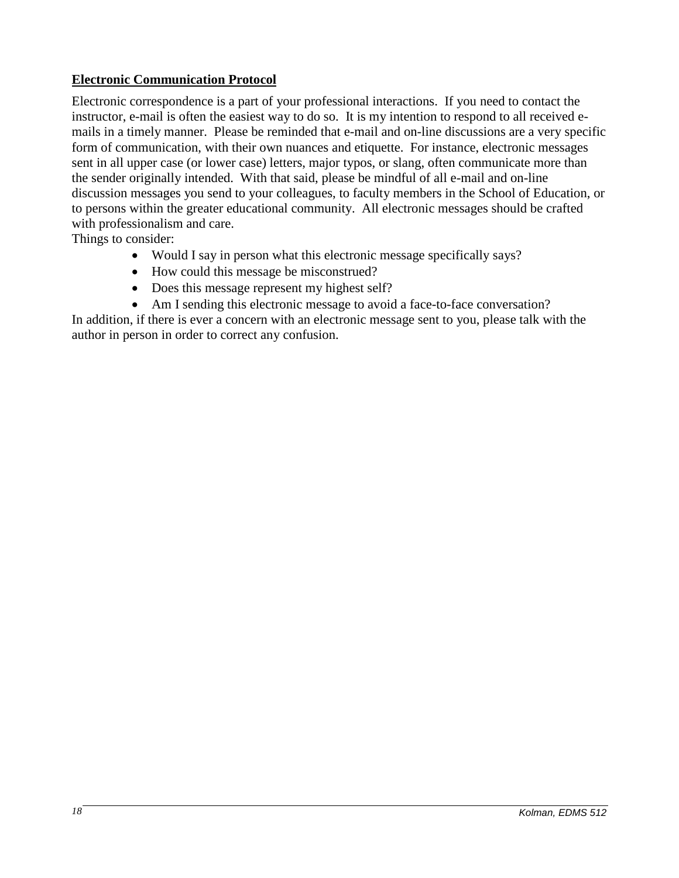**Electronic Communication Protocol**

Electronic correspondence is a part of your professional interactions. If you need to contact the instructor, e-mail is often the easiest way to do so. It is my intention to respond to all received e-mails in a timely manner. Please be reminded that e-mail and on-line discussions are a very specific form of communication, with their own nuances and etiquette. For instance, electronic messages sent in all upper case (or lower case) letters, major typos, or slang, often communicate more than the sender originally intended. With that said, please be mindful of all e-mail and on-line discussion messages you send to your colleagues, to faculty members in the School of Education, or to persons within the greater educational community. All electronic messages should be crafted with professionalism and care.

Things to consider:

- Would I say in person what this electronic message specifically says?
- How could this message be misconstrued?
- Does this message represent my highest self?
- Am I sending this electronic message to avoid a face-to-face conversation?

In addition, if there is ever a concern with an electronic message sent to you, please talk with the author in person in order to correct any confusion.